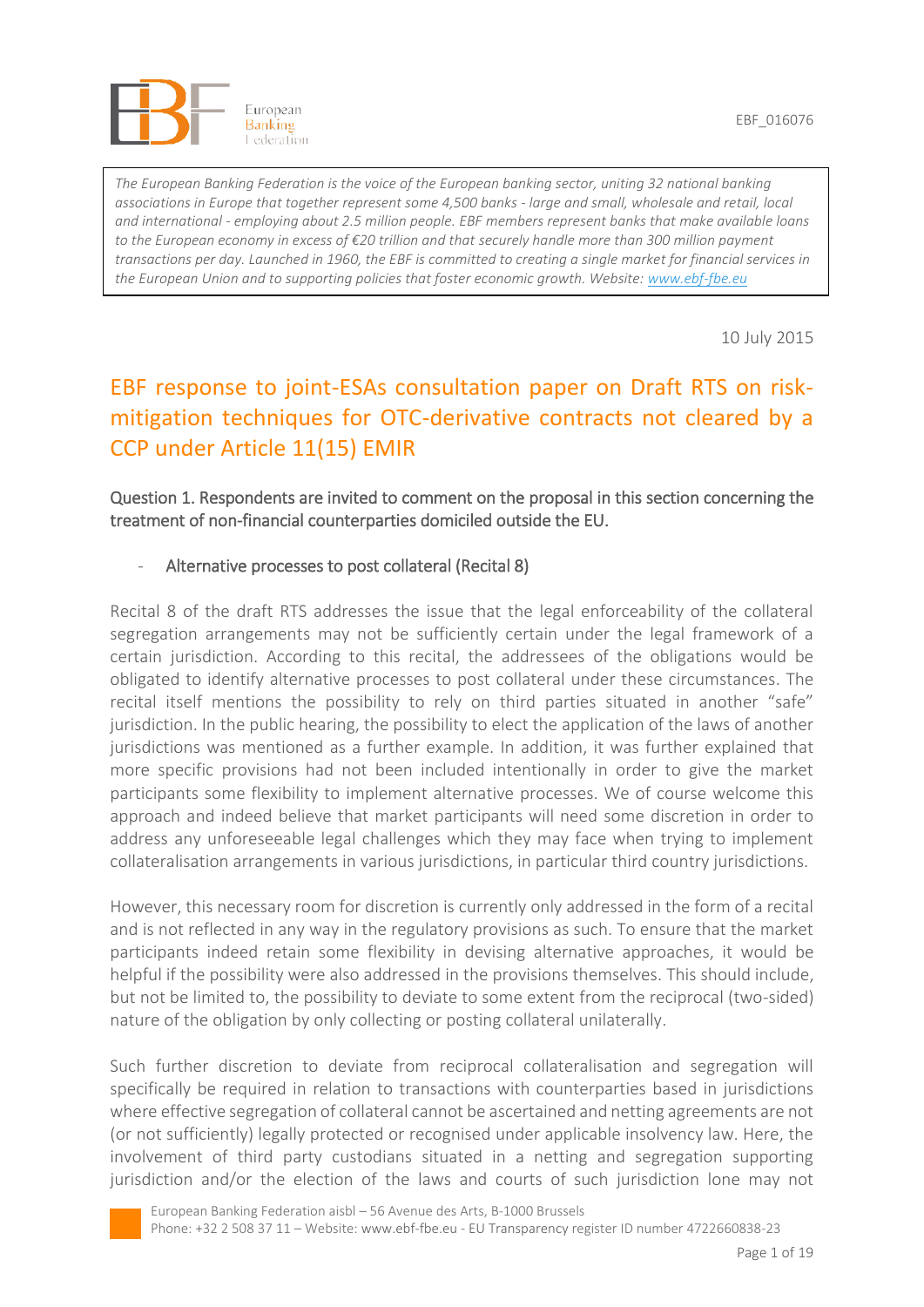EBF_016076

*The European Banking Federation is the voice of the European banking sector, uniting 32 national banking associations in Europe that together represent some 4,500 banks - large and small, wholesale and retail, local and international - employing about 2.5 million people. EBF members represent banks that make available loans to the European economy in excess of €20 trillion and that securely handle more than 300 million payment transactions per day. Launched in 1960, the EBF is committed to creating a single market for financial services in the European Union and to supporting policies that foster economic growth. Website: [www.ebf-fbe.eu](http://www.ebf-fbe.eu)*

10 July 2015

# EBF response to joint-ESAs consultation paper on Draft RTS on risk-mitigation techniques for OTC-derivative contracts not cleared by a CCP under Article 11(15) EMIR

## Question 1. Respondents are invited to comment on the proposal in this section concerning the treatment of non-financial counterparties domiciled outside the EU.

- Alternative processes to post collateral (Recital 8)

Recital 8 of the draft RTS addresses the issue that the legal enforceability of the collateral segregation arrangements may not be sufficiently certain under the legal framework of a certain jurisdiction. According to this recital, the addressees of the obligations would be obligated to identify alternative processes to post collateral under these circumstances. The recital itself mentions the possibility to rely on third parties situated in another "safe" jurisdiction. In the public hearing, the possibility to elect the application of the laws of another jurisdictions was mentioned as a further example. In addition, it was further explained that more specific provisions had not been included intentionally in order to give the market participants some flexibility to implement alternative processes. We of course welcome this approach and indeed believe that market participants will need some discretion in order to address any unforeseeable legal challenges which they may face when trying to implement collateralisation arrangements in various jurisdictions, in particular third country jurisdictions.

However, this necessary room for discretion is currently only addressed in the form of a recital and is not reflected in any way in the regulatory provisions as such. To ensure that the market participants indeed retain some flexibility in devising alternative approaches, it would be helpful if the possibility were also addressed in the provisions themselves. This should include, but not be limited to, the possibility to deviate to some extent from the reciprocal (two-sided) nature of the obligation by only collecting or posting collateral unilaterally.

Such further discretion to deviate from reciprocal collateralisation and segregation will specifically be required in relation to transactions with counterparties based in jurisdictions where effective segregation of collateral cannot be ascertained and netting agreements are not (or not sufficiently) legally protected or recognised under applicable insolvency law. Here, the involvement of third party custodians situated in a netting and segregation supporting jurisdiction and/or the election of the laws and courts of such jurisdiction lone may not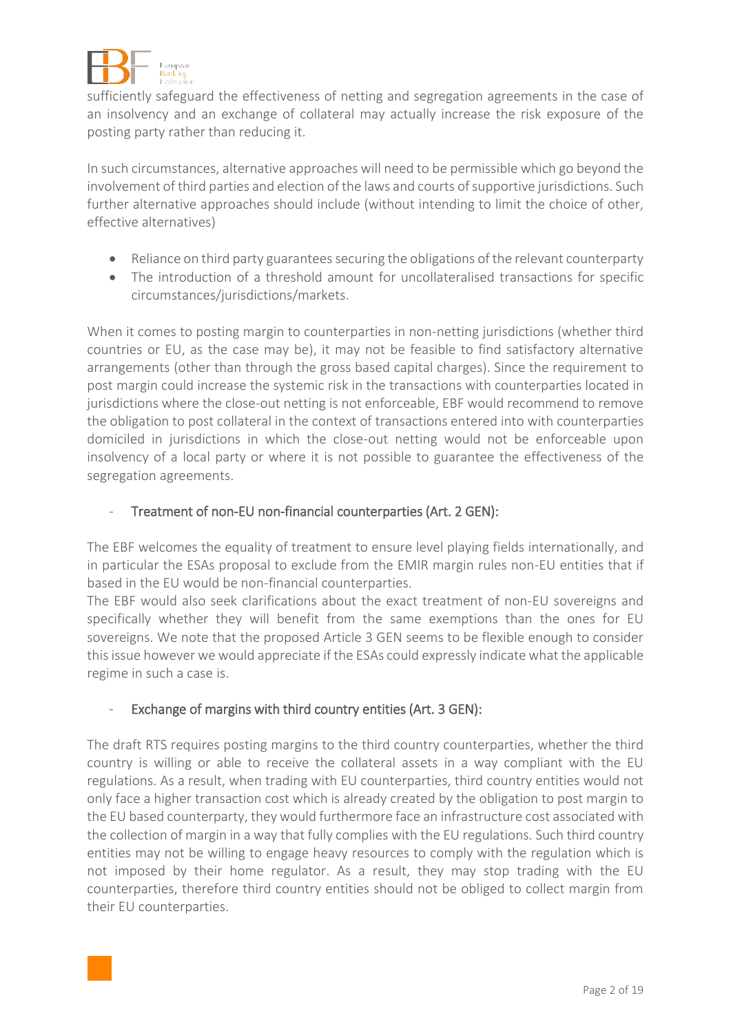sufficiently safeguard the effectiveness of netting and segregation agreements in the case of an insolvency and an exchange of collateral may actually increase the risk exposure of the posting party rather than reducing it.

In such circumstances, alternative approaches will need to be permissible which go beyond the involvement of third parties and election of the laws and courts of supportive jurisdictions. Such further alternative approaches should include (without intending to limit the choice of other, effective alternatives)

- Reliance on third party guarantees securing the obligations of the relevant counterparty
- The introduction of a threshold amount for uncollateralised transactions for specific circumstances/jurisdictions/markets.

When it comes to posting margin to counterparties in non-netting jurisdictions (whether third countries or EU, as the case may be), it may not be feasible to find satisfactory alternative arrangements (other than through the gross based capital charges). Since the requirement to post margin could increase the systemic risk in the transactions with counterparties located in jurisdictions where the close-out netting is not enforceable, EBF would recommend to remove the obligation to post collateral in the context of transactions entered into with counterparties domiciled in jurisdictions in which the close-out netting would not be enforceable upon insolvency of a local party or where it is not possible to guarantee the effectiveness of the segregation agreements.

- Treatment of non-EU non-financial counterparties (Art. 2 GEN):

The EBF welcomes the equality of treatment to ensure level playing fields internationally, and in particular the ESAs proposal to exclude from the EMIR margin rules non-EU entities that if based in the EU would be non-financial counterparties.
The EBF would also seek clarifications about the exact treatment of non-EU sovereigns and specifically whether they will benefit from the same exemptions than the ones for EU sovereigns. We note that the proposed Article 3 GEN seems to be flexible enough to consider this issue however we would appreciate if the ESAs could expressly indicate what the applicable regime in such a case is.

- Exchange of margins with third country entities (Art. 3 GEN):

The draft RTS requires posting margins to the third country counterparties, whether the third country is willing or able to receive the collateral assets in a way compliant with the EU regulations. As a result, when trading with EU counterparties, third country entities would not only face a higher transaction cost which is already created by the obligation to post margin to the EU based counterparty, they would furthermore face an infrastructure cost associated with the collection of margin in a way that fully complies with the EU regulations. Such third country entities may not be willing to engage heavy resources to comply with the regulation which is not imposed by their home regulator. As a result, they may stop trading with the EU counterparties, therefore third country entities should not be obliged to collect margin from their EU counterparties.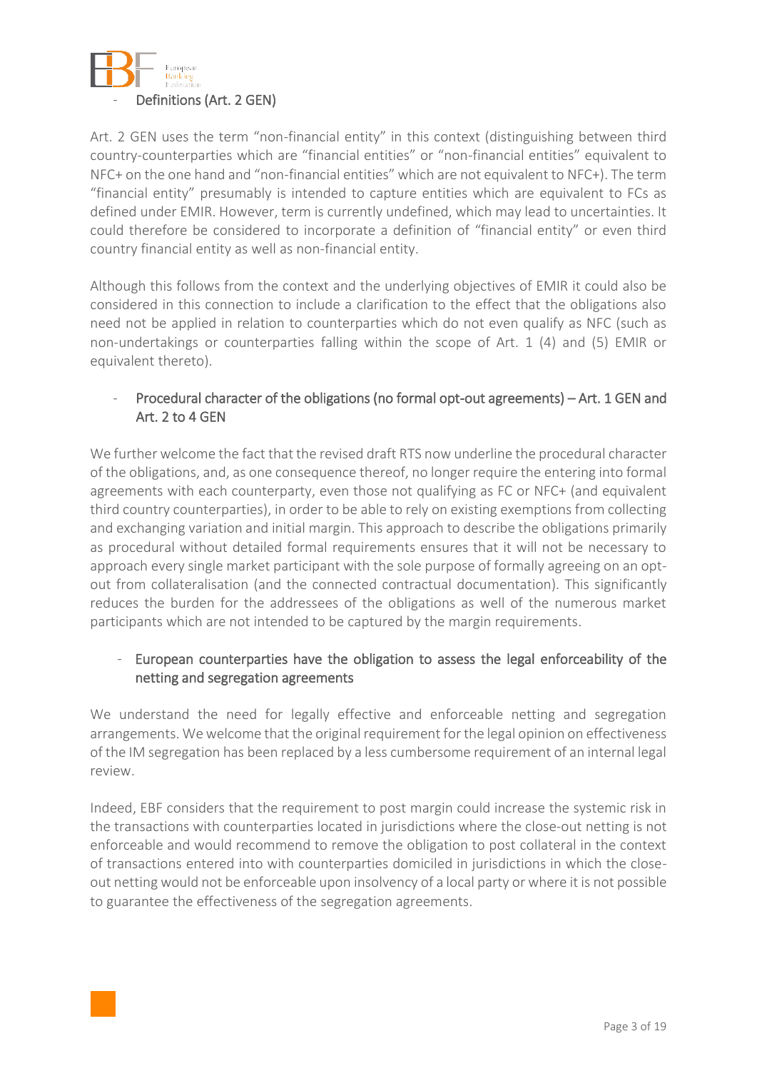- Definitions (Art. 2 GEN)

Art. 2 GEN uses the term "non-financial entity" in this context (distinguishing between third country-counterparties which are "financial entities" or "non-financial entities" equivalent to NFC+ on the one hand and "non-financial entities" which are not equivalent to NFC+). The term "financial entity" presumably is intended to capture entities which are equivalent to FCs as defined under EMIR. However, term is currently undefined, which may lead to uncertainties. It could therefore be considered to incorporate a definition of "financial entity" or even third country financial entity as well as non-financial entity.

Although this follows from the context and the underlying objectives of EMIR it could also be considered in this connection to include a clarification to the effect that the obligations also need not be applied in relation to counterparties which do not even qualify as NFC (such as non-undertakings or counterparties falling within the scope of Art. 1 (4) and (5) EMIR or equivalent thereto).

- Procedural character of the obligations (no formal opt-out agreements) – Art. 1 GEN and Art. 2 to 4 GEN

We further welcome the fact that the revised draft RTS now underline the procedural character of the obligations, and, as one consequence thereof, no longer require the entering into formal agreements with each counterparty, even those not qualifying as FC or NFC+ (and equivalent third country counterparties), in order to be able to rely on existing exemptions from collecting and exchanging variation and initial margin. This approach to describe the obligations primarily as procedural without detailed formal requirements ensures that it will not be necessary to approach every single market participant with the sole purpose of formally agreeing on an opt-out from collateralisation (and the connected contractual documentation). This significantly reduces the burden for the addressees of the obligations as well of the numerous market participants which are not intended to be captured by the margin requirements.

- European counterparties have the obligation to assess the legal enforceability of the netting and segregation agreements

We understand the need for legally effective and enforceable netting and segregation arrangements. We welcome that the original requirement for the legal opinion on effectiveness of the IM segregation has been replaced by a less cumbersome requirement of an internal legal review.

Indeed, EBF considers that the requirement to post margin could increase the systemic risk in the transactions with counterparties located in jurisdictions where the close-out netting is not enforceable and would recommend to remove the obligation to post collateral in the context of transactions entered into with counterparties domiciled in jurisdictions in which the close-out netting would not be enforceable upon insolvency of a local party or where it is not possible to guarantee the effectiveness of the segregation agreements.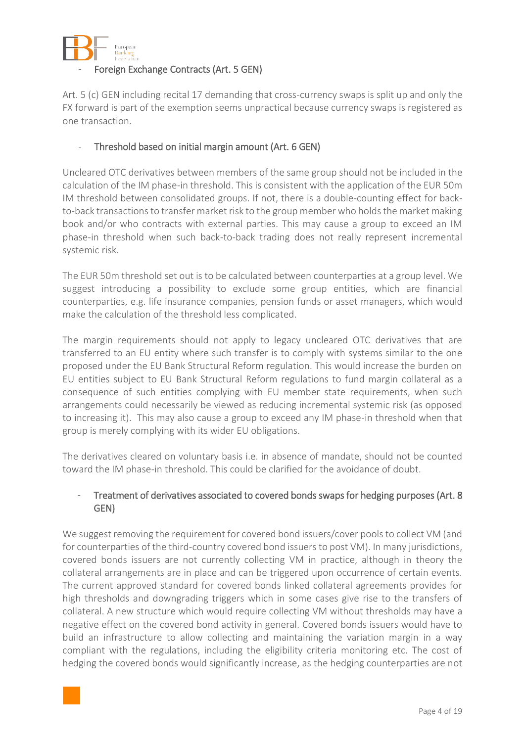- Foreign Exchange Contracts (Art. 5 GEN)

Art. 5 (c) GEN including recital 17 demanding that cross-currency swaps is split up and only the FX forward is part of the exemption seems unpractical because currency swaps is registered as one transaction.

- Threshold based on initial margin amount (Art. 6 GEN)

Uncleared OTC derivatives between members of the same group should not be included in the calculation of the IM phase-in threshold. This is consistent with the application of the EUR 50m IM threshold between consolidated groups. If not, there is a double-counting effect for back-to-back transactions to transfer market risk to the group member who holds the market making book and/or who contracts with external parties. This may cause a group to exceed an IM phase-in threshold when such back-to-back trading does not really represent incremental systemic risk.

The EUR 50m threshold set out is to be calculated between counterparties at a group level. We suggest introducing a possibility to exclude some group entities, which are financial counterparties, e.g. life insurance companies, pension funds or asset managers, which would make the calculation of the threshold less complicated.

The margin requirements should not apply to legacy uncleared OTC derivatives that are transferred to an EU entity where such transfer is to comply with systems similar to the one proposed under the EU Bank Structural Reform regulation. This would increase the burden on EU entities subject to EU Bank Structural Reform regulations to fund margin collateral as a consequence of such entities complying with EU member state requirements, when such arrangements could necessarily be viewed as reducing incremental systemic risk (as opposed to increasing it). This may also cause a group to exceed any IM phase-in threshold when that group is merely complying with its wider EU obligations.

The derivatives cleared on voluntary basis i.e. in absence of mandate, should not be counted toward the IM phase-in threshold. This could be clarified for the avoidance of doubt.

- Treatment of derivatives associated to covered bonds swaps for hedging purposes (Art. 8 GEN)

We suggest removing the requirement for covered bond issuers/cover pools to collect VM (and for counterparties of the third-country covered bond issuers to post VM). In many jurisdictions, covered bonds issuers are not currently collecting VM in practice, although in theory the collateral arrangements are in place and can be triggered upon occurrence of certain events. The current approved standard for covered bonds linked collateral agreements provides for high thresholds and downgrading triggers which in some cases give rise to the transfers of collateral. A new structure which would require collecting VM without thresholds may have a negative effect on the covered bond activity in general. Covered bonds issuers would have to build an infrastructure to allow collecting and maintaining the variation margin in a way compliant with the regulations, including the eligibility criteria monitoring etc. The cost of hedging the covered bonds would significantly increase, as the hedging counterparties are not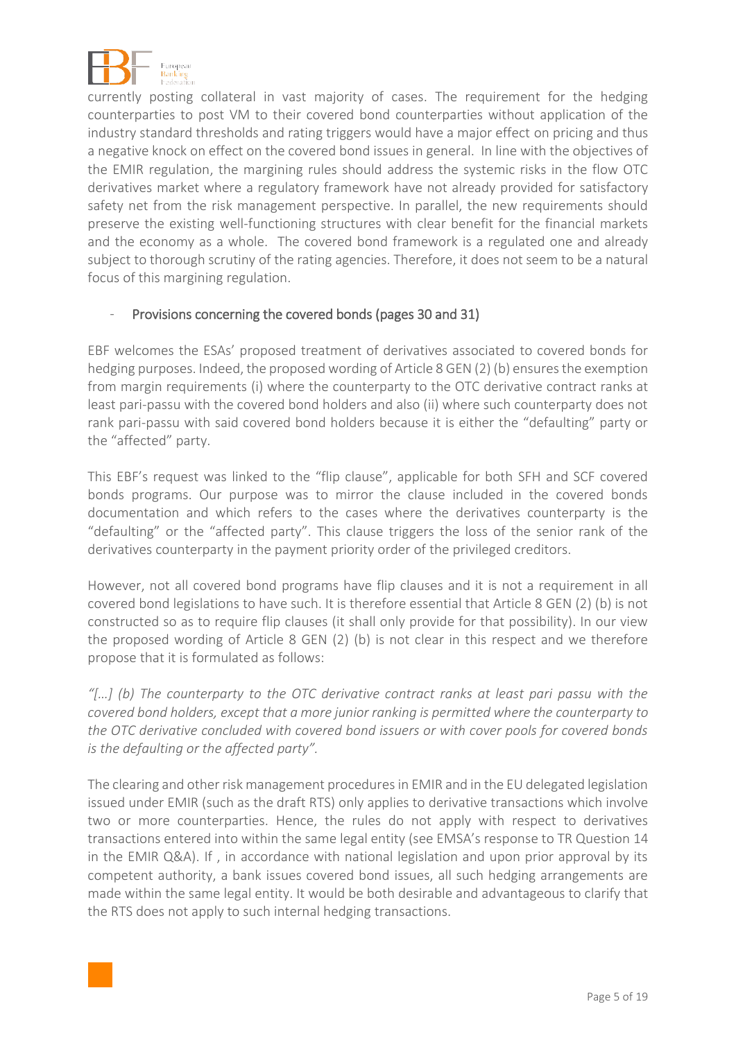currently posting collateral in vast majority of cases. The requirement for the hedging counterparties to post VM to their covered bond counterparties without application of the industry standard thresholds and rating triggers would have a major effect on pricing and thus a negative knock on effect on the covered bond issues in general. In line with the objectives of the EMIR regulation, the margining rules should address the systemic risks in the flow OTC derivatives market where a regulatory framework have not already provided for satisfactory safety net from the risk management perspective. In parallel, the new requirements should preserve the existing well-functioning structures with clear benefit for the financial markets and the economy as a whole. The covered bond framework is a regulated one and already subject to thorough scrutiny of the rating agencies. Therefore, it does not seem to be a natural focus of this margining regulation.

- Provisions concerning the covered bonds (pages 30 and 31)

EBF welcomes the ESAs' proposed treatment of derivatives associated to covered bonds for hedging purposes. Indeed, the proposed wording of Article 8 GEN (2) (b) ensures the exemption from margin requirements (i) where the counterparty to the OTC derivative contract ranks at least pari-passu with the covered bond holders and also (ii) where such counterparty does not rank pari-passu with said covered bond holders because it is either the "defaulting" party or the "affected" party.

This EBF's request was linked to the "flip clause", applicable for both SFH and SCF covered bonds programs. Our purpose was to mirror the clause included in the covered bonds documentation and which refers to the cases where the derivatives counterparty is the "defaulting" or the "affected party". This clause triggers the loss of the senior rank of the derivatives counterparty in the payment priority order of the privileged creditors.

However, not all covered bond programs have flip clauses and it is not a requirement in all covered bond legislations to have such. It is therefore essential that Article 8 GEN (2) (b) is not constructed so as to require flip clauses (it shall only provide for that possibility). In our view the proposed wording of Article 8 GEN (2) (b) is not clear in this respect and we therefore propose that it is formulated as follows:

*"[…] (b) The counterparty to the OTC derivative contract ranks at least pari passu with the covered bond holders, except that a more junior ranking is permitted where the counterparty to the OTC derivative concluded with covered bond issuers or with cover pools for covered bonds is the defaulting or the affected party".*

The clearing and other risk management procedures in EMIR and in the EU delegated legislation issued under EMIR (such as the draft RTS) only applies to derivative transactions which involve two or more counterparties. Hence, the rules do not apply with respect to derivatives transactions entered into within the same legal entity (see EMSA's response to TR Question 14 in the EMIR Q&A). If , in accordance with national legislation and upon prior approval by its competent authority, a bank issues covered bond issues, all such hedging arrangements are made within the same legal entity. It would be both desirable and advantageous to clarify that the RTS does not apply to such internal hedging transactions.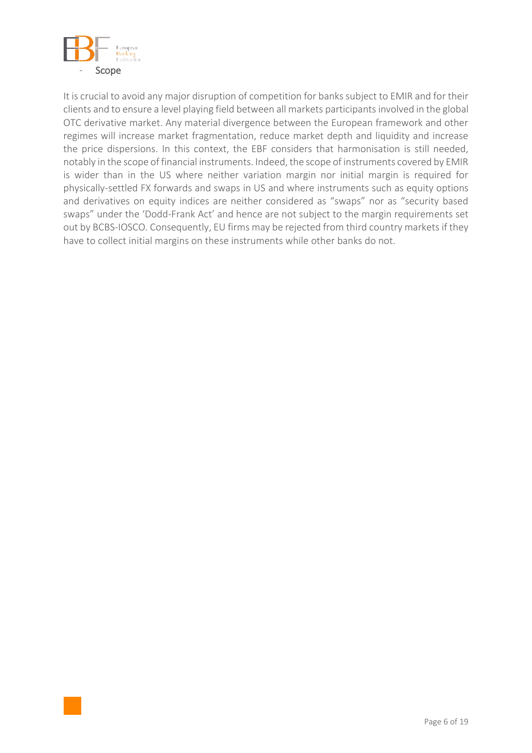- Scope

It is crucial to avoid any major disruption of competition for banks subject to EMIR and for their clients and to ensure a level playing field between all markets participants involved in the global OTC derivative market. Any material divergence between the European framework and other regimes will increase market fragmentation, reduce market depth and liquidity and increase the price dispersions. In this context, the EBF considers that harmonisation is still needed, notably in the scope of financial instruments. Indeed, the scope of instruments covered by EMIR is wider than in the US where neither variation margin nor initial margin is required for physically-settled FX forwards and swaps in US and where instruments such as equity options and derivatives on equity indices are neither considered as "swaps" nor as "security based swaps" under the 'Dodd-Frank Act' and hence are not subject to the margin requirements set out by BCBS-IOSCO. Consequently, EU firms may be rejected from third country markets if they have to collect initial margins on these instruments while other banks do not.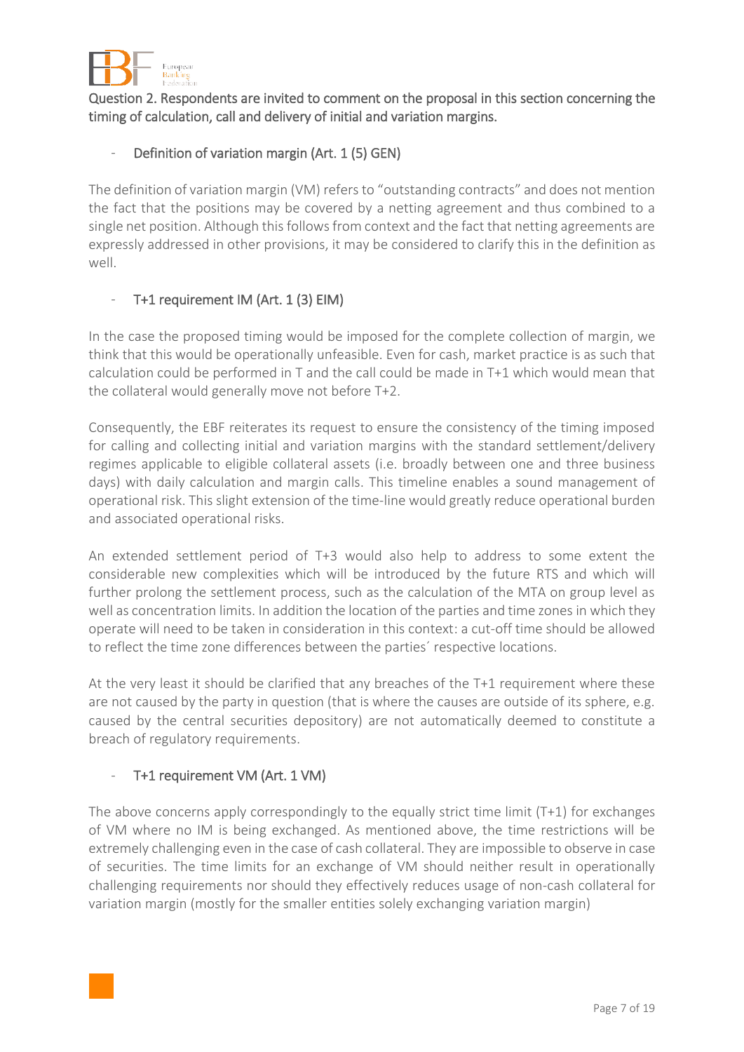Question 2. Respondents are invited to comment on the proposal in this section concerning the timing of calculation, call and delivery of initial and variation margins.

- Definition of variation margin (Art. 1 (5) GEN)

The definition of variation margin (VM) refers to "outstanding contracts" and does not mention the fact that the positions may be covered by a netting agreement and thus combined to a single net position. Although this follows from context and the fact that netting agreements are expressly addressed in other provisions, it may be considered to clarify this in the definition as well.

- T+1 requirement IM (Art. 1 (3) EIM)

In the case the proposed timing would be imposed for the complete collection of margin, we think that this would be operationally unfeasible. Even for cash, market practice is as such that calculation could be performed in T and the call could be made in T+1 which would mean that the collateral would generally move not before T+2.

Consequently, the EBF reiterates its request to ensure the consistency of the timing imposed for calling and collecting initial and variation margins with the standard settlement/delivery regimes applicable to eligible collateral assets (i.e. broadly between one and three business days) with daily calculation and margin calls. This timeline enables a sound management of operational risk. This slight extension of the time-line would greatly reduce operational burden and associated operational risks.

An extended settlement period of T+3 would also help to address to some extent the considerable new complexities which will be introduced by the future RTS and which will further prolong the settlement process, such as the calculation of the MTA on group level as well as concentration limits. In addition the location of the parties and time zones in which they operate will need to be taken in consideration in this context: a cut-off time should be allowed to reflect the time zone differences between the parties´ respective locations.

At the very least it should be clarified that any breaches of the T+1 requirement where these are not caused by the party in question (that is where the causes are outside of its sphere, e.g. caused by the central securities depository) are not automatically deemed to constitute a breach of regulatory requirements.

- T+1 requirement VM (Art. 1 VM)

The above concerns apply correspondingly to the equally strict time limit (T+1) for exchanges of VM where no IM is being exchanged. As mentioned above, the time restrictions will be extremely challenging even in the case of cash collateral. They are impossible to observe in case of securities. The time limits for an exchange of VM should neither result in operationally challenging requirements nor should they effectively reduces usage of non-cash collateral for variation margin (mostly for the smaller entities solely exchanging variation margin)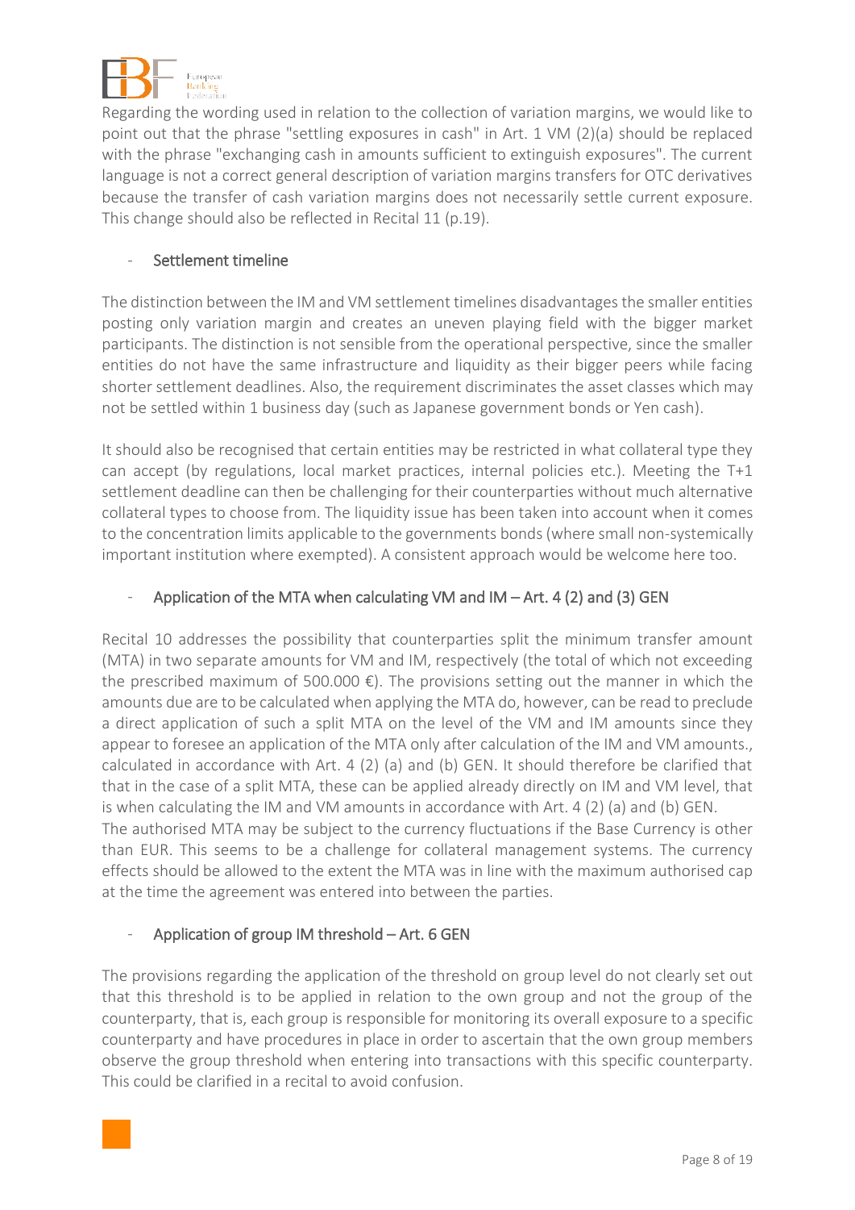Regarding the wording used in relation to the collection of variation margins, we would like to point out that the phrase "settling exposures in cash" in Art. 1 VM (2)(a) should be replaced with the phrase "exchanging cash in amounts sufficient to extinguish exposures". The current language is not a correct general description of variation margins transfers for OTC derivatives because the transfer of cash variation margins does not necessarily settle current exposure. This change should also be reflected in Recital 11 (p.19).

- Settlement timeline

The distinction between the IM and VM settlement timelines disadvantages the smaller entities posting only variation margin and creates an uneven playing field with the bigger market participants. The distinction is not sensible from the operational perspective, since the smaller entities do not have the same infrastructure and liquidity as their bigger peers while facing shorter settlement deadlines. Also, the requirement discriminates the asset classes which may not be settled within 1 business day (such as Japanese government bonds or Yen cash).

It should also be recognised that certain entities may be restricted in what collateral type they can accept (by regulations, local market practices, internal policies etc.). Meeting the T+1 settlement deadline can then be challenging for their counterparties without much alternative collateral types to choose from. The liquidity issue has been taken into account when it comes to the concentration limits applicable to the governments bonds (where small non-systemically important institution where exempted). A consistent approach would be welcome here too.

- Application of the MTA when calculating VM and IM – Art. 4 (2) and (3) GEN

Recital 10 addresses the possibility that counterparties split the minimum transfer amount (MTA) in two separate amounts for VM and IM, respectively (the total of which not exceeding the prescribed maximum of 500.000 €). The provisions setting out the manner in which the amounts due are to be calculated when applying the MTA do, however, can be read to preclude a direct application of such a split MTA on the level of the VM and IM amounts since they appear to foresee an application of the MTA only after calculation of the IM and VM amounts., calculated in accordance with Art. 4 (2) (a) and (b) GEN. It should therefore be clarified that that in the case of a split MTA, these can be applied already directly on IM and VM level, that is when calculating the IM and VM amounts in accordance with Art. 4 (2) (a) and (b) GEN.

The authorised MTA may be subject to the currency fluctuations if the Base Currency is other than EUR. This seems to be a challenge for collateral management systems. The currency effects should be allowed to the extent the MTA was in line with the maximum authorised cap at the time the agreement was entered into between the parties.

- Application of group IM threshold – Art. 6 GEN

The provisions regarding the application of the threshold on group level do not clearly set out that this threshold is to be applied in relation to the own group and not the group of the counterparty, that is, each group is responsible for monitoring its overall exposure to a specific counterparty and have procedures in place in order to ascertain that the own group members observe the group threshold when entering into transactions with this specific counterparty. This could be clarified in a recital to avoid confusion.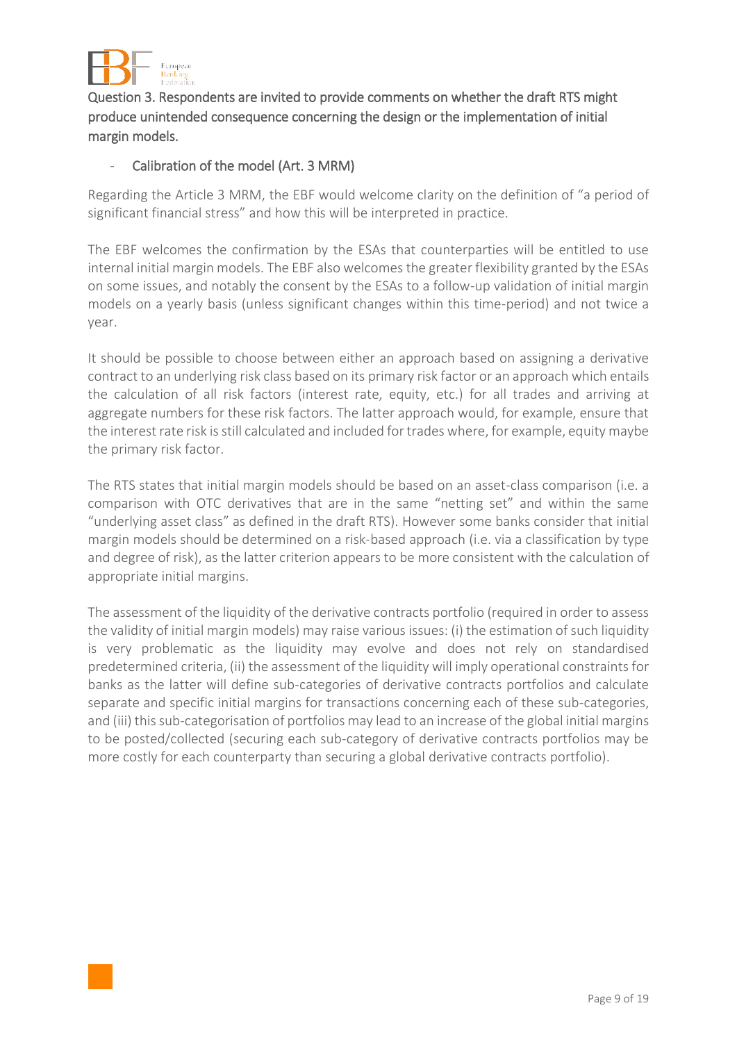## Question 3. Respondents are invited to provide comments on whether the draft RTS might produce unintended consequence concerning the design or the implementation of initial margin models.

- Calibration of the model (Art. 3 MRM)

Regarding the Article 3 MRM, the EBF would welcome clarity on the definition of "a period of significant financial stress" and how this will be interpreted in practice.

The EBF welcomes the confirmation by the ESAs that counterparties will be entitled to use internal initial margin models. The EBF also welcomes the greater flexibility granted by the ESAs on some issues, and notably the consent by the ESAs to a follow-up validation of initial margin models on a yearly basis (unless significant changes within this time-period) and not twice a year.

It should be possible to choose between either an approach based on assigning a derivative contract to an underlying risk class based on its primary risk factor or an approach which entails the calculation of all risk factors (interest rate, equity, etc.) for all trades and arriving at aggregate numbers for these risk factors. The latter approach would, for example, ensure that the interest rate risk is still calculated and included for trades where, for example, equity maybe the primary risk factor.

The RTS states that initial margin models should be based on an asset-class comparison (i.e. a comparison with OTC derivatives that are in the same "netting set" and within the same "underlying asset class" as defined in the draft RTS). However some banks consider that initial margin models should be determined on a risk-based approach (i.e. via a classification by type and degree of risk), as the latter criterion appears to be more consistent with the calculation of appropriate initial margins.

The assessment of the liquidity of the derivative contracts portfolio (required in order to assess the validity of initial margin models) may raise various issues: (i) the estimation of such liquidity is very problematic as the liquidity may evolve and does not rely on standardised predetermined criteria, (ii) the assessment of the liquidity will imply operational constraints for banks as the latter will define sub-categories of derivative contracts portfolios and calculate separate and specific initial margins for transactions concerning each of these sub-categories, and (iii) this sub-categorisation of portfolios may lead to an increase of the global initial margins to be posted/collected (securing each sub-category of derivative contracts portfolios may be more costly for each counterparty than securing a global derivative contracts portfolio).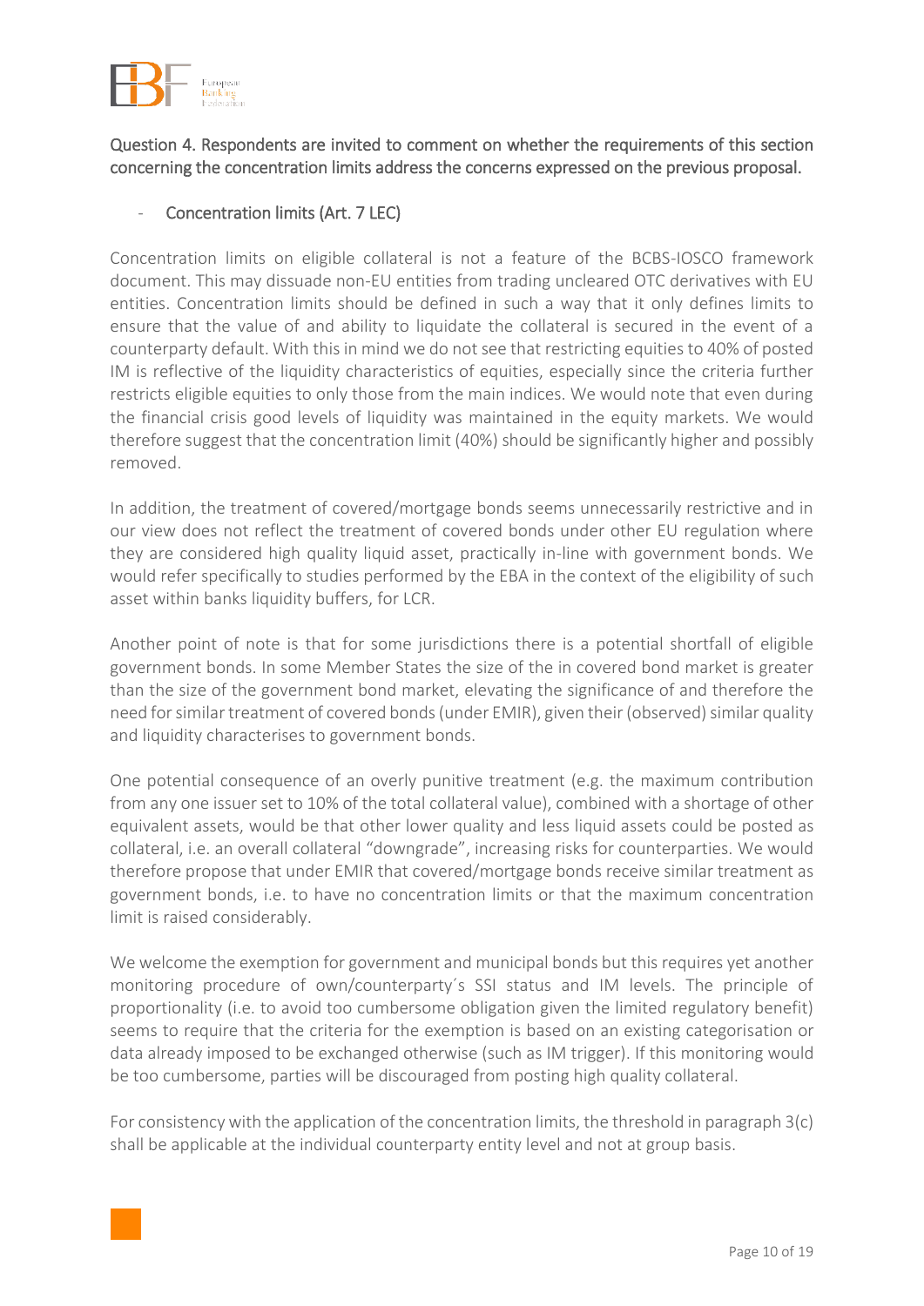Question 4. Respondents are invited to comment on whether the requirements of this section concerning the concentration limits address the concerns expressed on the previous proposal.

- Concentration limits (Art. 7 LEC)

Concentration limits on eligible collateral is not a feature of the BCBS-IOSCO framework document. This may dissuade non-EU entities from trading uncleared OTC derivatives with EU entities. Concentration limits should be defined in such a way that it only defines limits to ensure that the value of and ability to liquidate the collateral is secured in the event of a counterparty default. With this in mind we do not see that restricting equities to 40% of posted IM is reflective of the liquidity characteristics of equities, especially since the criteria further restricts eligible equities to only those from the main indices. We would note that even during the financial crisis good levels of liquidity was maintained in the equity markets. We would therefore suggest that the concentration limit (40%) should be significantly higher and possibly removed.

In addition, the treatment of covered/mortgage bonds seems unnecessarily restrictive and in our view does not reflect the treatment of covered bonds under other EU regulation where they are considered high quality liquid asset, practically in-line with government bonds. We would refer specifically to studies performed by the EBA in the context of the eligibility of such asset within banks liquidity buffers, for LCR.

Another point of note is that for some jurisdictions there is a potential shortfall of eligible government bonds. In some Member States the size of the in covered bond market is greater than the size of the government bond market, elevating the significance of and therefore the need for similar treatment of covered bonds (under EMIR), given their (observed) similar quality and liquidity characterises to government bonds.

One potential consequence of an overly punitive treatment (e.g. the maximum contribution from any one issuer set to 10% of the total collateral value), combined with a shortage of other equivalent assets, would be that other lower quality and less liquid assets could be posted as collateral, i.e. an overall collateral "downgrade", increasing risks for counterparties. We would therefore propose that under EMIR that covered/mortgage bonds receive similar treatment as government bonds, i.e. to have no concentration limits or that the maximum concentration limit is raised considerably.

We welcome the exemption for government and municipal bonds but this requires yet another monitoring procedure of own/counterparty´s SSI status and IM levels. The principle of proportionality (i.e. to avoid too cumbersome obligation given the limited regulatory benefit) seems to require that the criteria for the exemption is based on an existing categorisation or data already imposed to be exchanged otherwise (such as IM trigger). If this monitoring would be too cumbersome, parties will be discouraged from posting high quality collateral.

For consistency with the application of the concentration limits, the threshold in paragraph 3(c) shall be applicable at the individual counterparty entity level and not at group basis.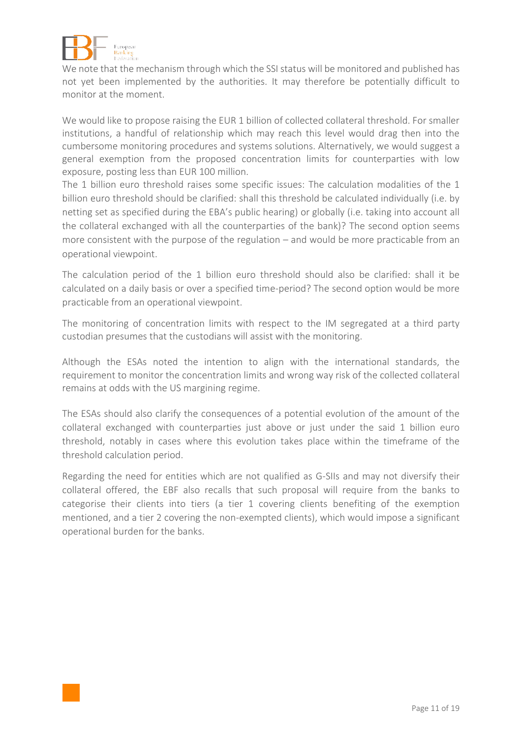We note that the mechanism through which the SSI status will be monitored and published has not yet been implemented by the authorities. It may therefore be potentially difficult to monitor at the moment.

We would like to propose raising the EUR 1 billion of collected collateral threshold. For smaller institutions, a handful of relationship which may reach this level would drag then into the cumbersome monitoring procedures and systems solutions. Alternatively, we would suggest a general exemption from the proposed concentration limits for counterparties with low exposure, posting less than EUR 100 million.
The 1 billion euro threshold raises some specific issues: The calculation modalities of the 1 billion euro threshold should be clarified: shall this threshold be calculated individually (i.e. by netting set as specified during the EBA's public hearing) or globally (i.e. taking into account all the collateral exchanged with all the counterparties of the bank)? The second option seems more consistent with the purpose of the regulation – and would be more practicable from an operational viewpoint.

The calculation period of the 1 billion euro threshold should also be clarified: shall it be calculated on a daily basis or over a specified time-period? The second option would be more practicable from an operational viewpoint.

The monitoring of concentration limits with respect to the IM segregated at a third party custodian presumes that the custodians will assist with the monitoring.

Although the ESAs noted the intention to align with the international standards, the requirement to monitor the concentration limits and wrong way risk of the collected collateral remains at odds with the US margining regime.

The ESAs should also clarify the consequences of a potential evolution of the amount of the collateral exchanged with counterparties just above or just under the said 1 billion euro threshold, notably in cases where this evolution takes place within the timeframe of the threshold calculation period.

Regarding the need for entities which are not qualified as G-SIIs and may not diversify their collateral offered, the EBF also recalls that such proposal will require from the banks to categorise their clients into tiers (a tier 1 covering clients benefiting of the exemption mentioned, and a tier 2 covering the non-exempted clients), which would impose a significant operational burden for the banks.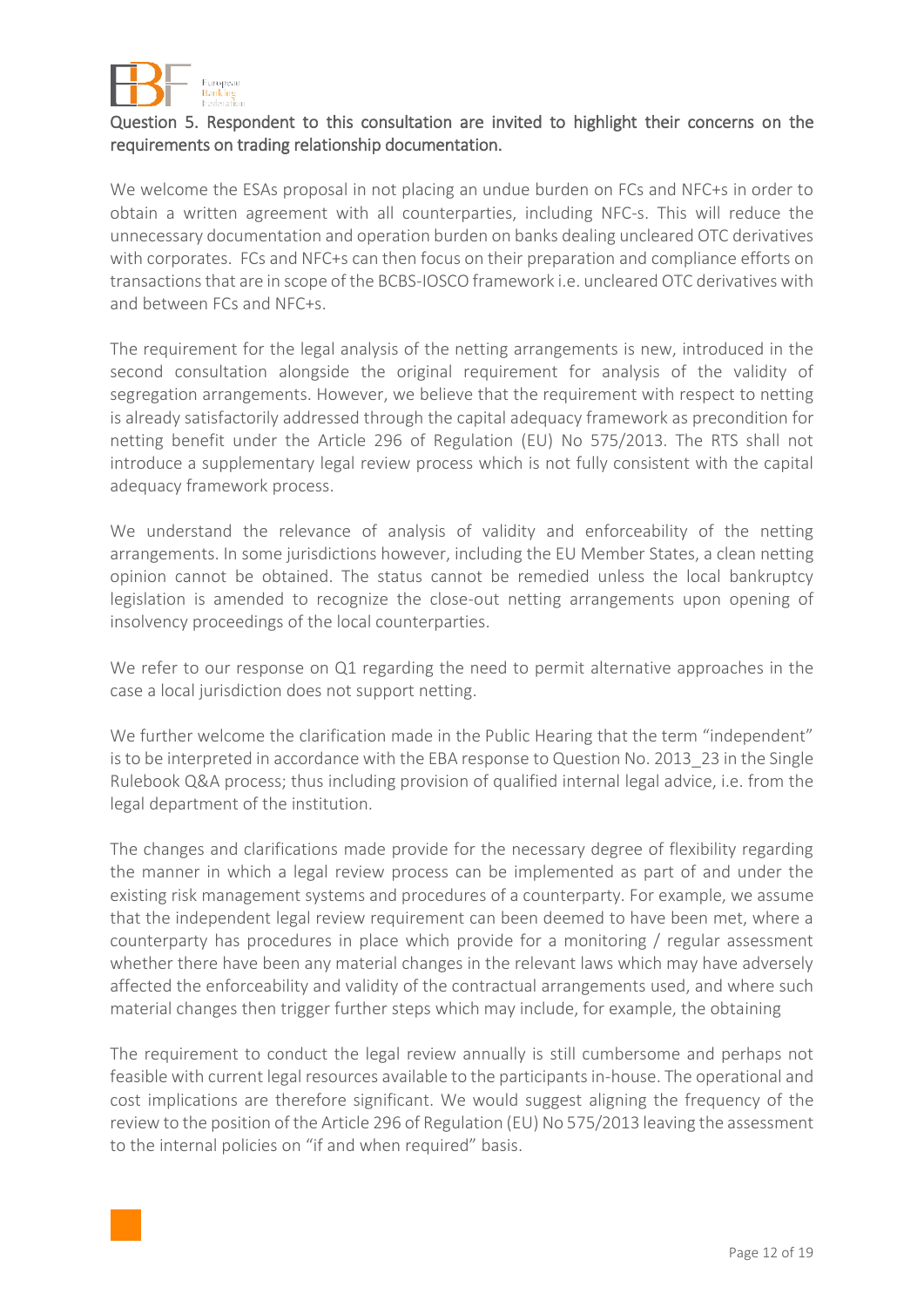## Question 5. Respondent to this consultation are invited to highlight their concerns on the requirements on trading relationship documentation.

We welcome the ESAs proposal in not placing an undue burden on FCs and NFC+s in order to obtain a written agreement with all counterparties, including NFC-s. This will reduce the unnecessary documentation and operation burden on banks dealing uncleared OTC derivatives with corporates. FCs and NFC+s can then focus on their preparation and compliance efforts on transactions that are in scope of the BCBS-IOSCO framework i.e. uncleared OTC derivatives with and between FCs and NFC+s.

The requirement for the legal analysis of the netting arrangements is new, introduced in the second consultation alongside the original requirement for analysis of the validity of segregation arrangements. However, we believe that the requirement with respect to netting is already satisfactorily addressed through the capital adequacy framework as precondition for netting benefit under the Article 296 of Regulation (EU) No 575/2013. The RTS shall not introduce a supplementary legal review process which is not fully consistent with the capital adequacy framework process.

We understand the relevance of analysis of validity and enforceability of the netting arrangements. In some jurisdictions however, including the EU Member States, a clean netting opinion cannot be obtained. The status cannot be remedied unless the local bankruptcy legislation is amended to recognize the close-out netting arrangements upon opening of insolvency proceedings of the local counterparties.

We refer to our response on Q1 regarding the need to permit alternative approaches in the case a local jurisdiction does not support netting.

We further welcome the clarification made in the Public Hearing that the term "independent" is to be interpreted in accordance with the EBA response to Question No. 2013_23 in the Single Rulebook Q&A process; thus including provision of qualified internal legal advice, i.e. from the legal department of the institution.

The changes and clarifications made provide for the necessary degree of flexibility regarding the manner in which a legal review process can be implemented as part of and under the existing risk management systems and procedures of a counterparty. For example, we assume that the independent legal review requirement can been deemed to have been met, where a counterparty has procedures in place which provide for a monitoring / regular assessment whether there have been any material changes in the relevant laws which may have adversely affected the enforceability and validity of the contractual arrangements used, and where such material changes then trigger further steps which may include, for example, the obtaining

The requirement to conduct the legal review annually is still cumbersome and perhaps not feasible with current legal resources available to the participants in-house. The operational and cost implications are therefore significant. We would suggest aligning the frequency of the review to the position of the Article 296 of Regulation (EU) No 575/2013 leaving the assessment to the internal policies on "if and when required" basis.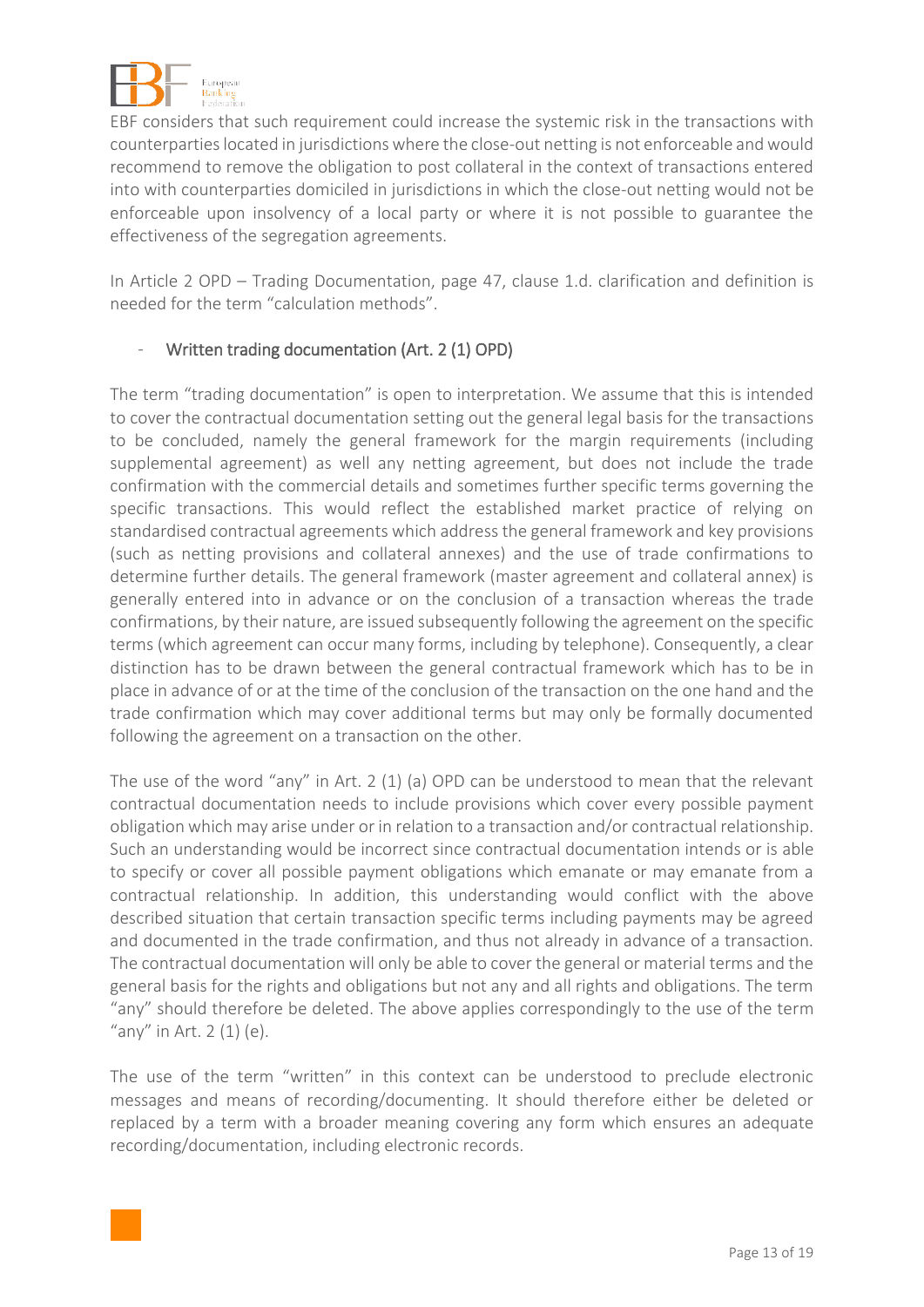EBF considers that such requirement could increase the systemic risk in the transactions with counterparties located in jurisdictions where the close-out netting is not enforceable and would recommend to remove the obligation to post collateral in the context of transactions entered into with counterparties domiciled in jurisdictions in which the close-out netting would not be enforceable upon insolvency of a local party or where it is not possible to guarantee the effectiveness of the segregation agreements.

In Article 2 OPD – Trading Documentation, page 47, clause 1.d. clarification and definition is needed for the term "calculation methods".

- Written trading documentation (Art. 2 (1) OPD)

The term "trading documentation" is open to interpretation. We assume that this is intended to cover the contractual documentation setting out the general legal basis for the transactions to be concluded, namely the general framework for the margin requirements (including supplemental agreement) as well any netting agreement, but does not include the trade confirmation with the commercial details and sometimes further specific terms governing the specific transactions. This would reflect the established market practice of relying on standardised contractual agreements which address the general framework and key provisions (such as netting provisions and collateral annexes) and the use of trade confirmations to determine further details. The general framework (master agreement and collateral annex) is generally entered into in advance or on the conclusion of a transaction whereas the trade confirmations, by their nature, are issued subsequently following the agreement on the specific terms (which agreement can occur many forms, including by telephone). Consequently, a clear distinction has to be drawn between the general contractual framework which has to be in place in advance of or at the time of the conclusion of the transaction on the one hand and the trade confirmation which may cover additional terms but may only be formally documented following the agreement on a transaction on the other.

The use of the word "any" in Art. 2 (1) (a) OPD can be understood to mean that the relevant contractual documentation needs to include provisions which cover every possible payment obligation which may arise under or in relation to a transaction and/or contractual relationship. Such an understanding would be incorrect since contractual documentation intends or is able to specify or cover all possible payment obligations which emanate or may emanate from a contractual relationship. In addition, this understanding would conflict with the above described situation that certain transaction specific terms including payments may be agreed and documented in the trade confirmation, and thus not already in advance of a transaction. The contractual documentation will only be able to cover the general or material terms and the general basis for the rights and obligations but not any and all rights and obligations. The term "any" should therefore be deleted. The above applies correspondingly to the use of the term "any" in Art. 2 (1) (e).

The use of the term "written" in this context can be understood to preclude electronic messages and means of recording/documenting. It should therefore either be deleted or replaced by a term with a broader meaning covering any form which ensures an adequate recording/documentation, including electronic records.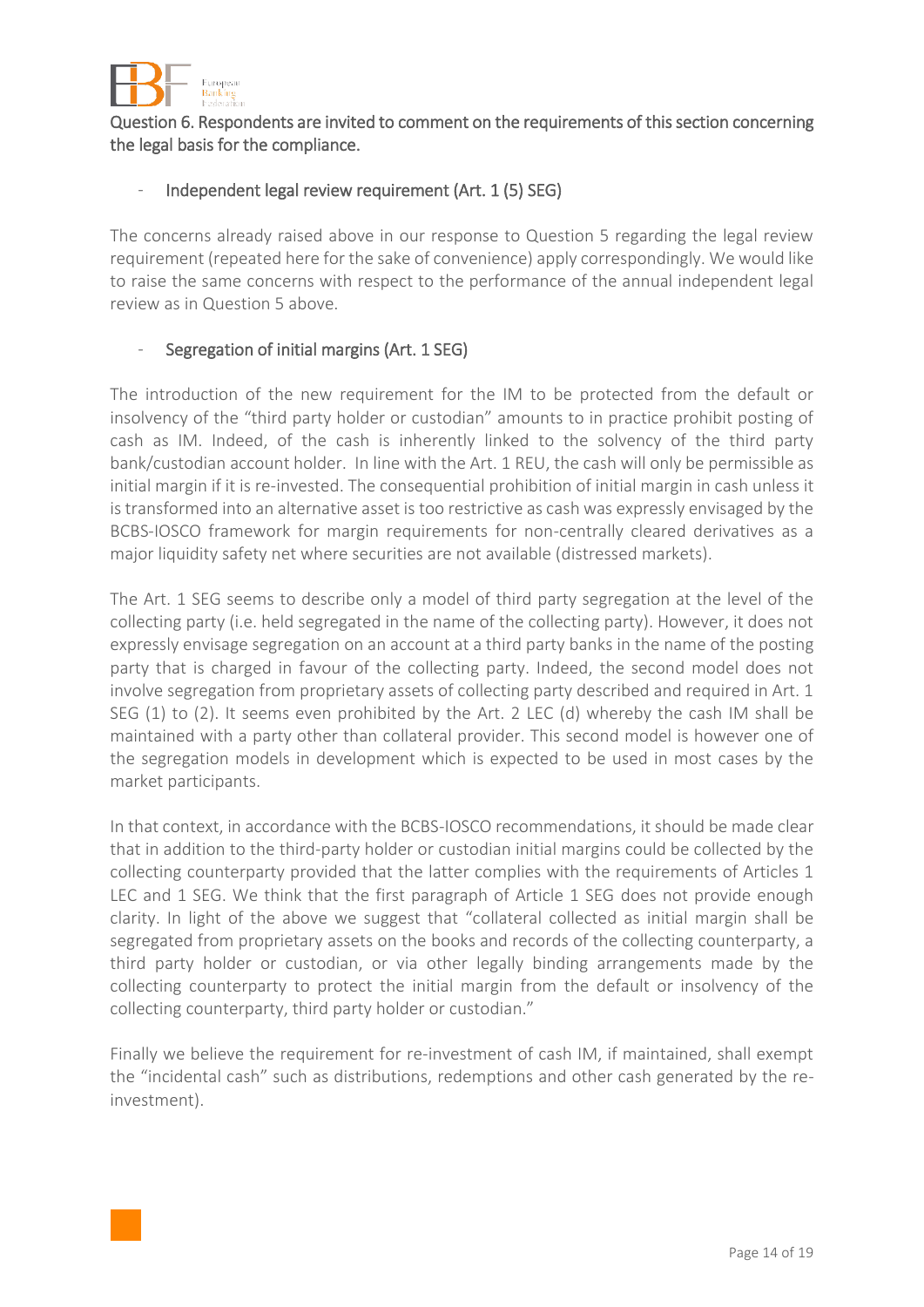Question 6. Respondents are invited to comment on the requirements of this section concerning the legal basis for the compliance.

- Independent legal review requirement (Art. 1 (5) SEG)

The concerns already raised above in our response to Question 5 regarding the legal review requirement (repeated here for the sake of convenience) apply correspondingly. We would like to raise the same concerns with respect to the performance of the annual independent legal review as in Question 5 above.

- Segregation of initial margins (Art. 1 SEG)

The introduction of the new requirement for the IM to be protected from the default or insolvency of the "third party holder or custodian" amounts to in practice prohibit posting of cash as IM. Indeed, of the cash is inherently linked to the solvency of the third party bank/custodian account holder. In line with the Art. 1 REU, the cash will only be permissible as initial margin if it is re-invested. The consequential prohibition of initial margin in cash unless it is transformed into an alternative asset is too restrictive as cash was expressly envisaged by the BCBS-IOSCO framework for margin requirements for non-centrally cleared derivatives as a major liquidity safety net where securities are not available (distressed markets).

The Art. 1 SEG seems to describe only a model of third party segregation at the level of the collecting party (i.e. held segregated in the name of the collecting party). However, it does not expressly envisage segregation on an account at a third party banks in the name of the posting party that is charged in favour of the collecting party. Indeed, the second model does not involve segregation from proprietary assets of collecting party described and required in Art. 1 SEG (1) to (2). It seems even prohibited by the Art. 2 LEC (d) whereby the cash IM shall be maintained with a party other than collateral provider. This second model is however one of the segregation models in development which is expected to be used in most cases by the market participants.

In that context, in accordance with the BCBS-IOSCO recommendations, it should be made clear that in addition to the third-party holder or custodian initial margins could be collected by the collecting counterparty provided that the latter complies with the requirements of Articles 1 LEC and 1 SEG. We think that the first paragraph of Article 1 SEG does not provide enough clarity. In light of the above we suggest that "collateral collected as initial margin shall be segregated from proprietary assets on the books and records of the collecting counterparty, a third party holder or custodian, or via other legally binding arrangements made by the collecting counterparty to protect the initial margin from the default or insolvency of the collecting counterparty, third party holder or custodian."

Finally we believe the requirement for re-investment of cash IM, if maintained, shall exempt the "incidental cash" such as distributions, redemptions and other cash generated by the re-investment).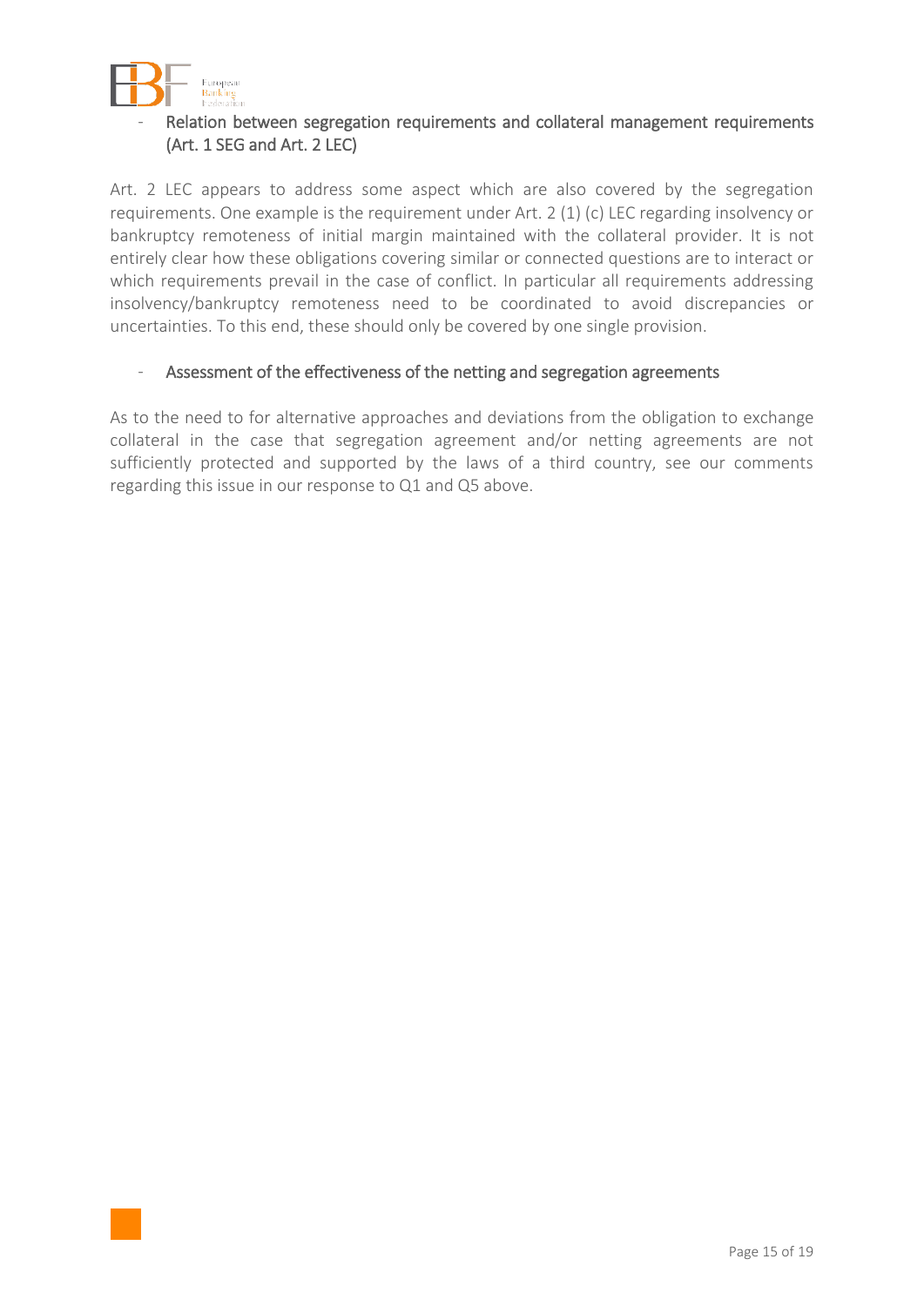- Relation between segregation requirements and collateral management requirements (Art. 1 SEG and Art. 2 LEC)

Art. 2 LEC appears to address some aspect which are also covered by the segregation requirements. One example is the requirement under Art. 2 (1) (c) LEC regarding insolvency or bankruptcy remoteness of initial margin maintained with the collateral provider. It is not entirely clear how these obligations covering similar or connected questions are to interact or which requirements prevail in the case of conflict. In particular all requirements addressing insolvency/bankruptcy remoteness need to be coordinated to avoid discrepancies or uncertainties. To this end, these should only be covered by one single provision.

- Assessment of the effectiveness of the netting and segregation agreements

As to the need to for alternative approaches and deviations from the obligation to exchange collateral in the case that segregation agreement and/or netting agreements are not sufficiently protected and supported by the laws of a third country, see our comments regarding this issue in our response to Q1 and Q5 above.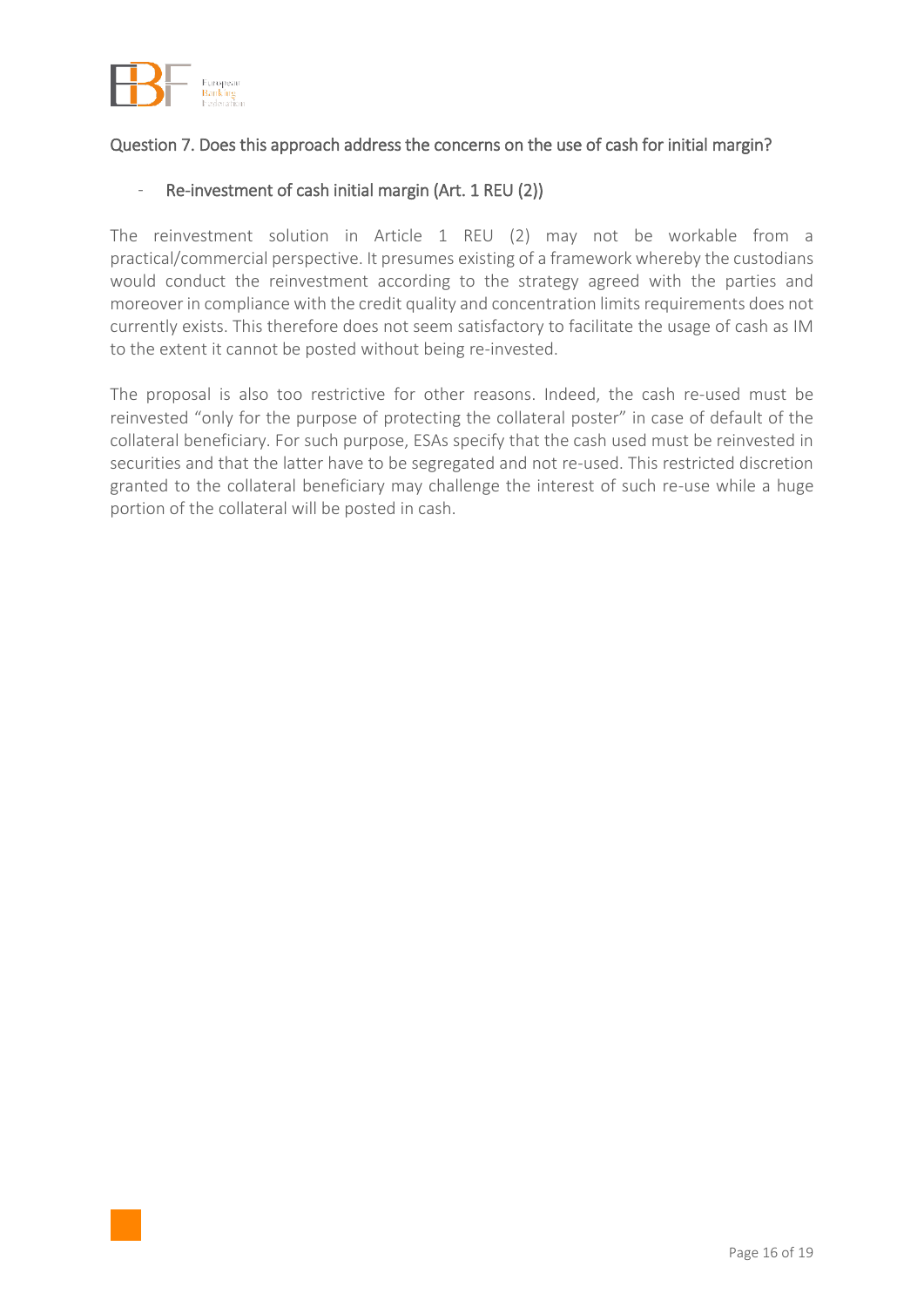## Question 7. Does this approach address the concerns on the use of cash for initial margin?

- Re-investment of cash initial margin (Art. 1 REU (2))

The reinvestment solution in Article 1 REU (2) may not be workable from a practical/commercial perspective. It presumes existing of a framework whereby the custodians would conduct the reinvestment according to the strategy agreed with the parties and moreover in compliance with the credit quality and concentration limits requirements does not currently exists. This therefore does not seem satisfactory to facilitate the usage of cash as IM to the extent it cannot be posted without being re-invested.

The proposal is also too restrictive for other reasons. Indeed, the cash re-used must be reinvested "only for the purpose of protecting the collateral poster" in case of default of the collateral beneficiary. For such purpose, ESAs specify that the cash used must be reinvested in securities and that the latter have to be segregated and not re-used. This restricted discretion granted to the collateral beneficiary may challenge the interest of such re-use while a huge portion of the collateral will be posted in cash.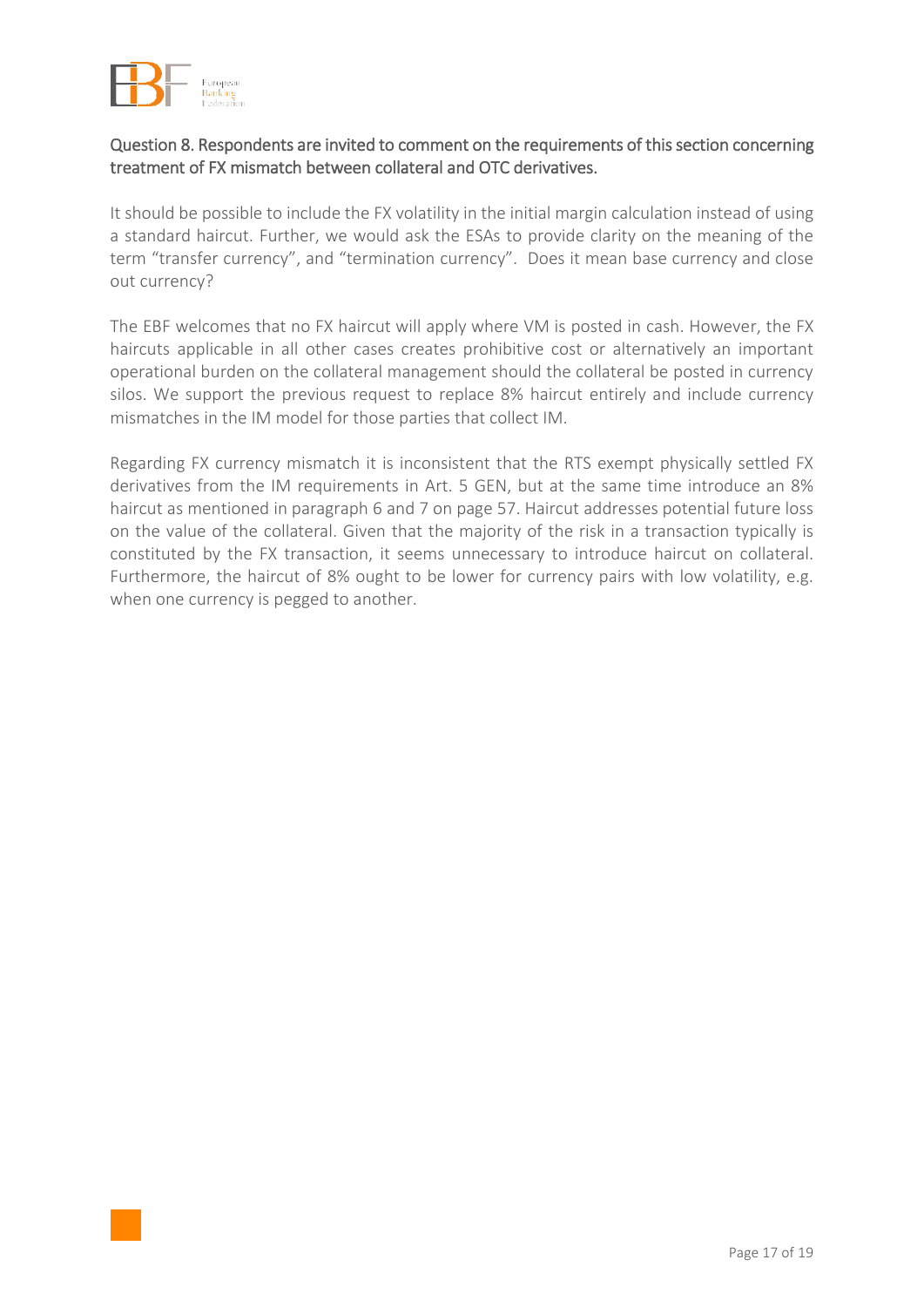### Question 8. Respondents are invited to comment on the requirements of this section concerning treatment of FX mismatch between collateral and OTC derivatives.

It should be possible to include the FX volatility in the initial margin calculation instead of using a standard haircut. Further, we would ask the ESAs to provide clarity on the meaning of the term "transfer currency", and "termination currency". Does it mean base currency and close out currency?

The EBF welcomes that no FX haircut will apply where VM is posted in cash. However, the FX haircuts applicable in all other cases creates prohibitive cost or alternatively an important operational burden on the collateral management should the collateral be posted in currency silos. We support the previous request to replace 8% haircut entirely and include currency mismatches in the IM model for those parties that collect IM.

Regarding FX currency mismatch it is inconsistent that the RTS exempt physically settled FX derivatives from the IM requirements in Art. 5 GEN, but at the same time introduce an 8% haircut as mentioned in paragraph 6 and 7 on page 57. Haircut addresses potential future loss on the value of the collateral. Given that the majority of the risk in a transaction typically is constituted by the FX transaction, it seems unnecessary to introduce haircut on collateral. Furthermore, the haircut of 8% ought to be lower for currency pairs with low volatility, e.g. when one currency is pegged to another.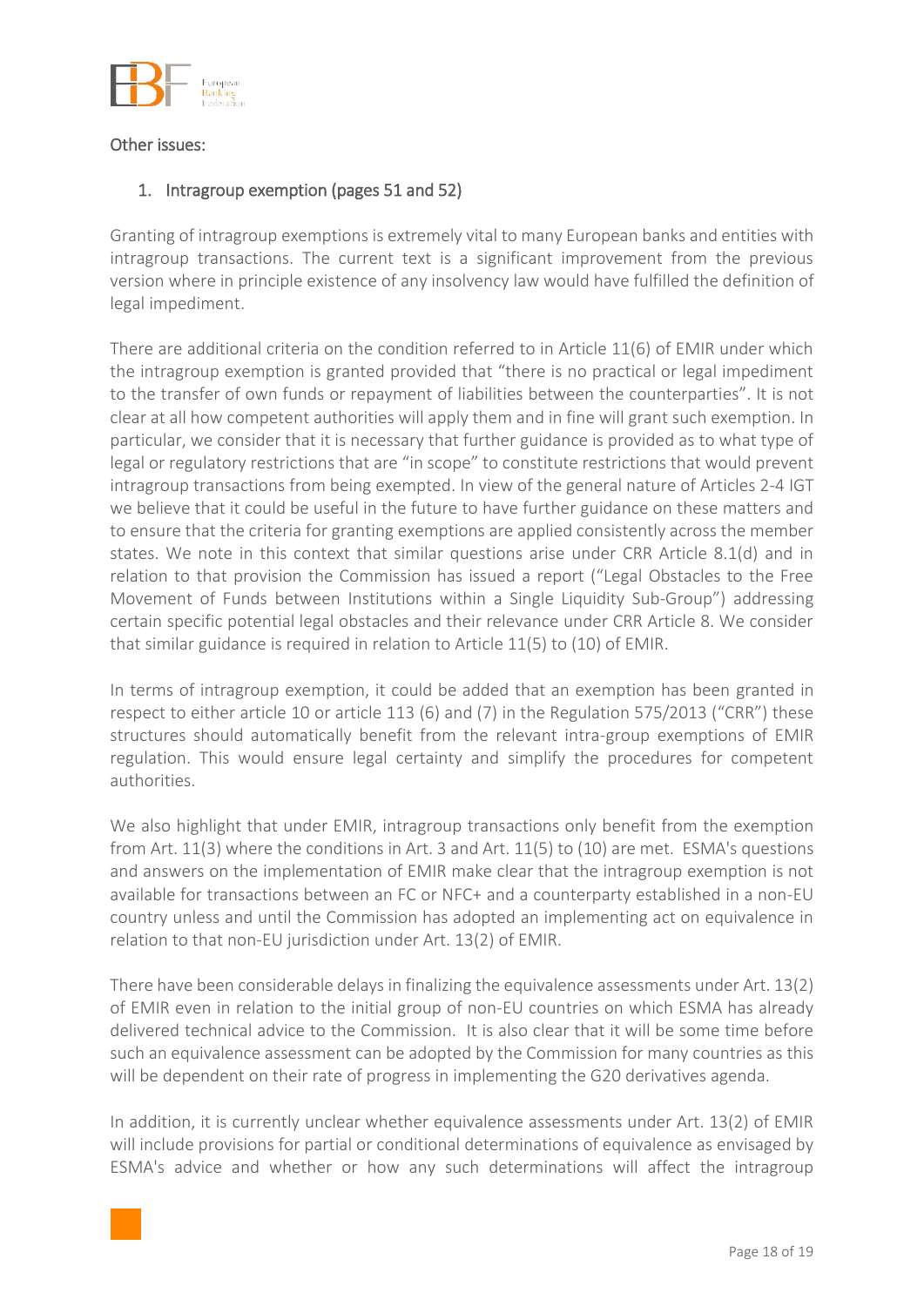Other issues:

1. Intragroup exemption (pages 51 and 52)

Granting of intragroup exemptions is extremely vital to many European banks and entities with intragroup transactions. The current text is a significant improvement from the previous version where in principle existence of any insolvency law would have fulfilled the definition of legal impediment.

There are additional criteria on the condition referred to in Article 11(6) of EMIR under which the intragroup exemption is granted provided that "there is no practical or legal impediment to the transfer of own funds or repayment of liabilities between the counterparties". It is not clear at all how competent authorities will apply them and in fine will grant such exemption. In particular, we consider that it is necessary that further guidance is provided as to what type of legal or regulatory restrictions that are "in scope" to constitute restrictions that would prevent intragroup transactions from being exempted. In view of the general nature of Articles 2-4 IGT we believe that it could be useful in the future to have further guidance on these matters and to ensure that the criteria for granting exemptions are applied consistently across the member states. We note in this context that similar questions arise under CRR Article 8.1(d) and in relation to that provision the Commission has issued a report ("Legal Obstacles to the Free Movement of Funds between Institutions within a Single Liquidity Sub-Group") addressing certain specific potential legal obstacles and their relevance under CRR Article 8. We consider that similar guidance is required in relation to Article 11(5) to (10) of EMIR.

In terms of intragroup exemption, it could be added that an exemption has been granted in respect to either article 10 or article 113 (6) and (7) in the Regulation 575/2013 ("CRR") these structures should automatically benefit from the relevant intra-group exemptions of EMIR regulation. This would ensure legal certainty and simplify the procedures for competent authorities.

We also highlight that under EMIR, intragroup transactions only benefit from the exemption from Art. 11(3) where the conditions in Art. 3 and Art. 11(5) to (10) are met. ESMA's questions and answers on the implementation of EMIR make clear that the intragroup exemption is not available for transactions between an FC or NFC+ and a counterparty established in a non-EU country unless and until the Commission has adopted an implementing act on equivalence in relation to that non-EU jurisdiction under Art. 13(2) of EMIR.

There have been considerable delays in finalizing the equivalence assessments under Art. 13(2) of EMIR even in relation to the initial group of non-EU countries on which ESMA has already delivered technical advice to the Commission. It is also clear that it will be some time before such an equivalence assessment can be adopted by the Commission for many countries as this will be dependent on their rate of progress in implementing the G20 derivatives agenda.

In addition, it is currently unclear whether equivalence assessments under Art. 13(2) of EMIR will include provisions for partial or conditional determinations of equivalence as envisaged by ESMA's advice and whether or how any such determinations will affect the intragroup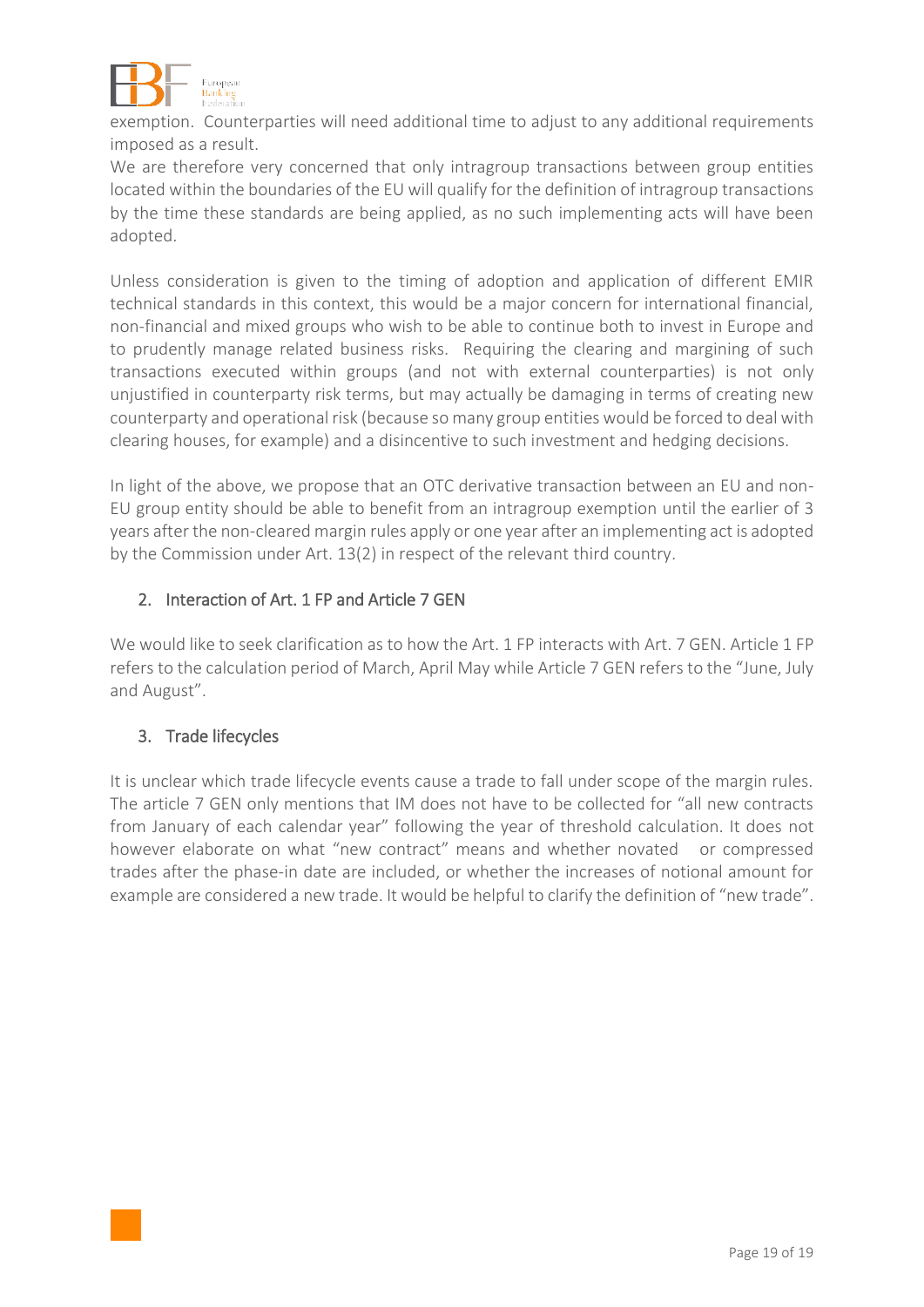exemption. Counterparties will need additional time to adjust to any additional requirements imposed as a result.

We are therefore very concerned that only intragroup transactions between group entities located within the boundaries of the EU will qualify for the definition of intragroup transactions by the time these standards are being applied, as no such implementing acts will have been adopted.

Unless consideration is given to the timing of adoption and application of different EMIR technical standards in this context, this would be a major concern for international financial, non-financial and mixed groups who wish to be able to continue both to invest in Europe and to prudently manage related business risks. Requiring the clearing and margining of such transactions executed within groups (and not with external counterparties) is not only unjustified in counterparty risk terms, but may actually be damaging in terms of creating new counterparty and operational risk (because so many group entities would be forced to deal with clearing houses, for example) and a disincentive to such investment and hedging decisions.

In light of the above, we propose that an OTC derivative transaction between an EU and non-EU group entity should be able to benefit from an intragroup exemption until the earlier of 3 years after the non-cleared margin rules apply or one year after an implementing act is adopted by the Commission under Art. 13(2) in respect of the relevant third country.

## 2. Interaction of Art. 1 FP and Article 7 GEN

We would like to seek clarification as to how the Art. 1 FP interacts with Art. 7 GEN. Article 1 FP refers to the calculation period of March, April May while Article 7 GEN refers to the "June, July and August".

## 3. Trade lifecycles

It is unclear which trade lifecycle events cause a trade to fall under scope of the margin rules. The article 7 GEN only mentions that IM does not have to be collected for "all new contracts from January of each calendar year" following the year of threshold calculation. It does not however elaborate on what "new contract" means and whether novated or compressed trades after the phase-in date are included, or whether the increases of notional amount for example are considered a new trade. It would be helpful to clarify the definition of "new trade".